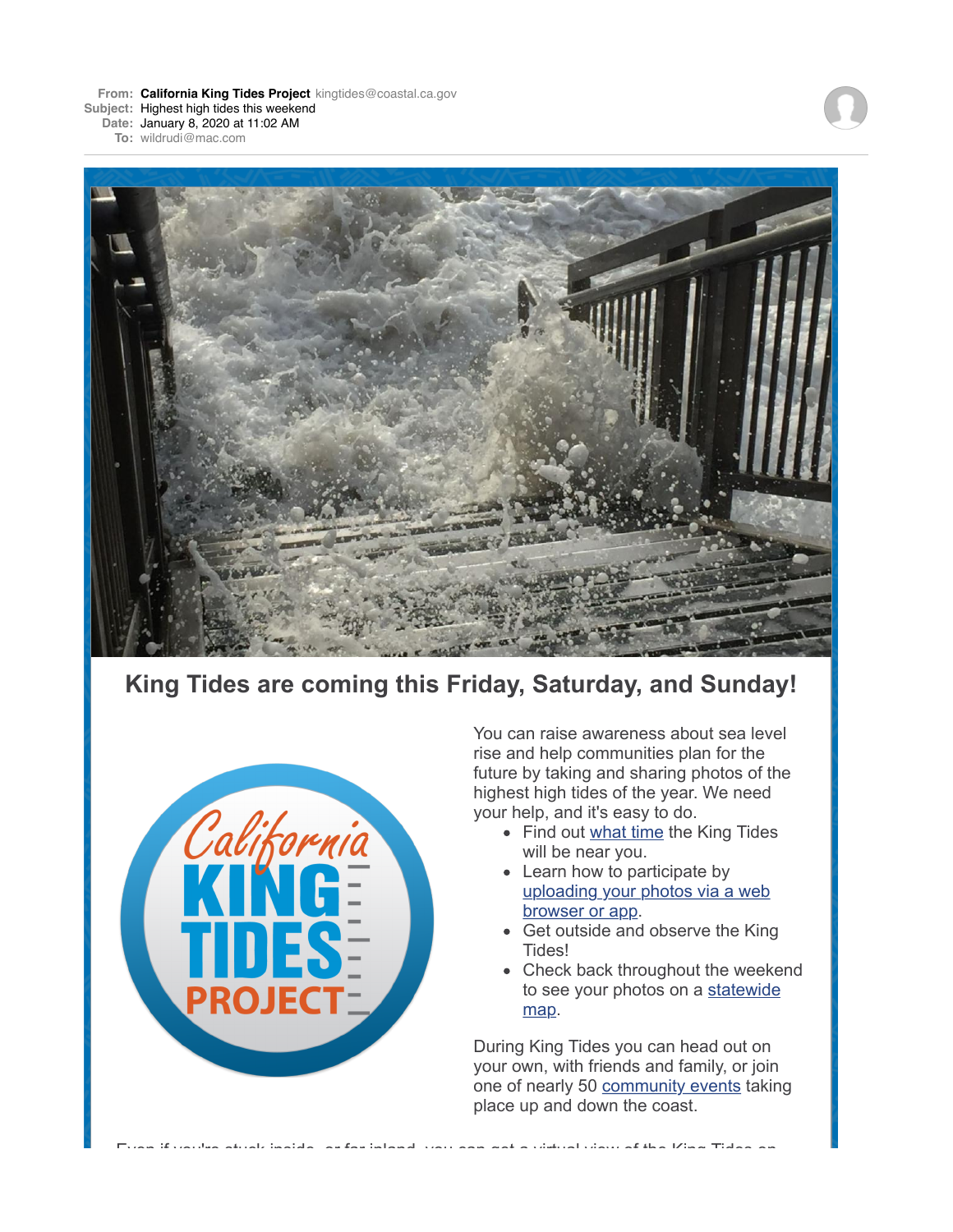**From:** **California King Tides Project** kingtides@coastal.ca.gov
**Subject:** Highest high tides this weekend
**Date:** January 8, 2020 at 11:02 AM
**To:** wildrudi@mac.com

## King Tides are coming this Friday, Saturday, and Sunday!

You can raise awareness about sea level rise and help communities plan for the future by taking and sharing photos of the highest high tides of the year. We need your help, and it's easy to do.

- Find out what time the King Tides will be near you.
- Learn how to participate by uploading your photos via a web browser or app.
- Get outside and observe the King Tides!
- Check back throughout the weekend to see your photos on a statewide map.

During King Tides you can head out on your own, with friends and family, or join one of nearly 50 community events taking place up and down the coast.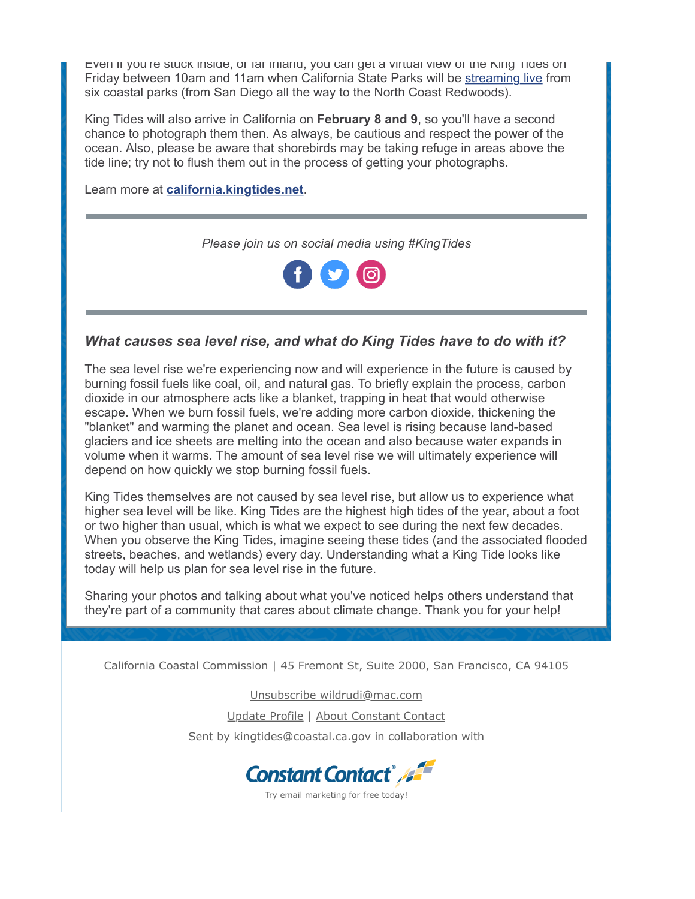Even if you're stuck inside, or far inland, you can get a virtual view of the King Tides on Friday between 10am and 11am when California State Parks will be streaming live from six coastal parks (from San Diego all the way to the North Coast Redwoods).

King Tides will also arrive in California on **February 8 and 9**, so you'll have a second chance to photograph them then. As always, be cautious and respect the power of the ocean. Also, please be aware that shorebirds may be taking refuge in areas above the tide line; try not to flush them out in the process of getting your photographs.

Learn more at **california.kingtides.net**.

---

*Please join us on social media using #KingTides*

---

### *What causes sea level rise, and what do King Tides have to do with it?*

The sea level rise we're experiencing now and will experience in the future is caused by burning fossil fuels like coal, oil, and natural gas. To briefly explain the process, carbon dioxide in our atmosphere acts like a blanket, trapping in heat that would otherwise escape. When we burn fossil fuels, we're adding more carbon dioxide, thickening the "blanket" and warming the planet and ocean. Sea level is rising because land-based glaciers and ice sheets are melting into the ocean and also because water expands in volume when it warms. The amount of sea level rise we will ultimately experience will depend on how quickly we stop burning fossil fuels.

King Tides themselves are not caused by sea level rise, but allow us to experience what higher sea level will be like. King Tides are the highest high tides of the year, about a foot or two higher than usual, which is what we expect to see during the next few decades. When you observe the King Tides, imagine seeing these tides (and the associated flooded streets, beaches, and wetlands) every day. Understanding what a King Tide looks like today will help us plan for sea level rise in the future.

Sharing your photos and talking about what you've noticed helps others understand that they're part of a community that cares about climate change. Thank you for your help!

California Coastal Commission | 45 Fremont St, Suite 2000, San Francisco, CA 94105

Unsubscribe wildrudi@mac.com

Update Profile | About Constant Contact

Sent by kingtides@coastal.ca.gov in collaboration with

Constant Contact

Try email marketing for free today!